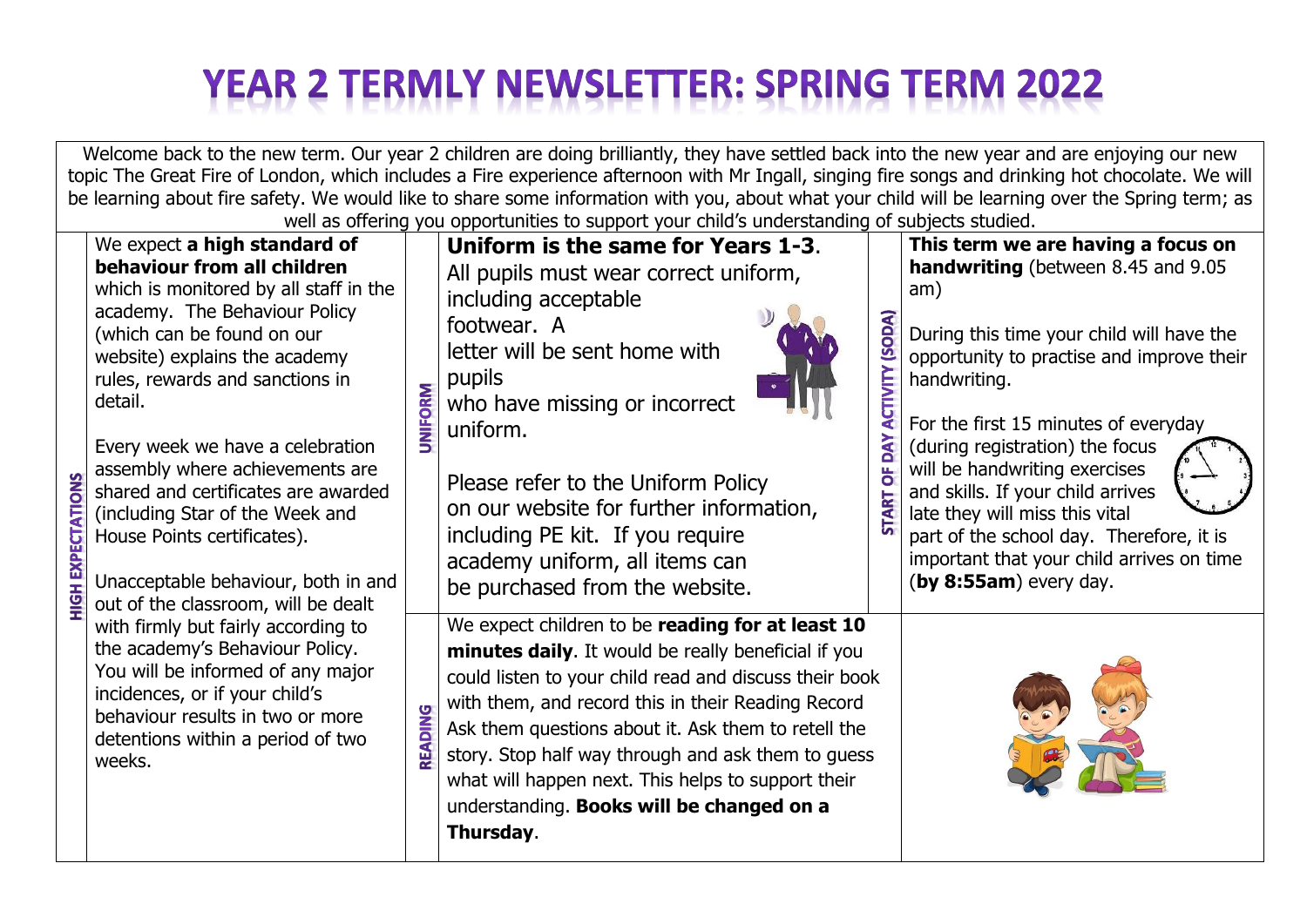# YEAR 2 TERMLY NEWSLETTER: SPRING TERM 2022

Welcome back to the new term. Our year 2 children are doing brilliantly, they have settled back into the new year and are enjoying our new topic The Great Fire of London, which includes a Fire experience afternoon with Mr Ingall, singing fire songs and drinking hot chocolate. We will be learning about fire safety. We would like to share some information with you, about what your child will be learning over the Spring term; as well as offering you opportunities to support your child's understanding of subjects studied.

## HIGH EXPECTATIONS

We expect **a high standard of behaviour from all children** which is monitored by all staff in the academy. The Behaviour Policy (which can be found on our website) explains the academy rules, rewards and sanctions in detail.

Every week we have a celebration assembly where achievements are shared and certificates are awarded (including Star of the Week and House Points certificates).

Unacceptable behaviour, both in and out of the classroom, will be dealt with firmly but fairly according to the academy's Behaviour Policy. You will be informed of any major incidences, or if your child's behaviour results in two or more detentions within a period of two weeks.

## UNIFORM

**Uniform is the same for Years 1-3**.

All pupils must wear correct uniform, including acceptable footwear. A letter will be sent home with pupils who have missing or incorrect uniform.

Please refer to the Uniform Policy on our website for further information, including PE kit. If you require academy uniform, all items can be purchased from the website.

## START OF DAY ACTIVITY (SODA)

**This term we are having a focus on handwriting** (between 8.45 and 9.05 am)

During this time your child will have the opportunity to practise and improve their handwriting.

For the first 15 minutes of everyday (during registration) the focus will be handwriting exercises and skills. If your child arrives late they will miss this vital part of the school day. Therefore, it is important that your child arrives on time (**by 8:55am**) every day.

## READING

We expect children to be **reading for at least 10 minutes daily**. It would be really beneficial if you could listen to your child read and discuss their book with them, and record this in their Reading Record Ask them questions about it. Ask them to retell the story. Stop half way through and ask them to guess what will happen next. This helps to support their understanding. **Books will be changed on a Thursday**.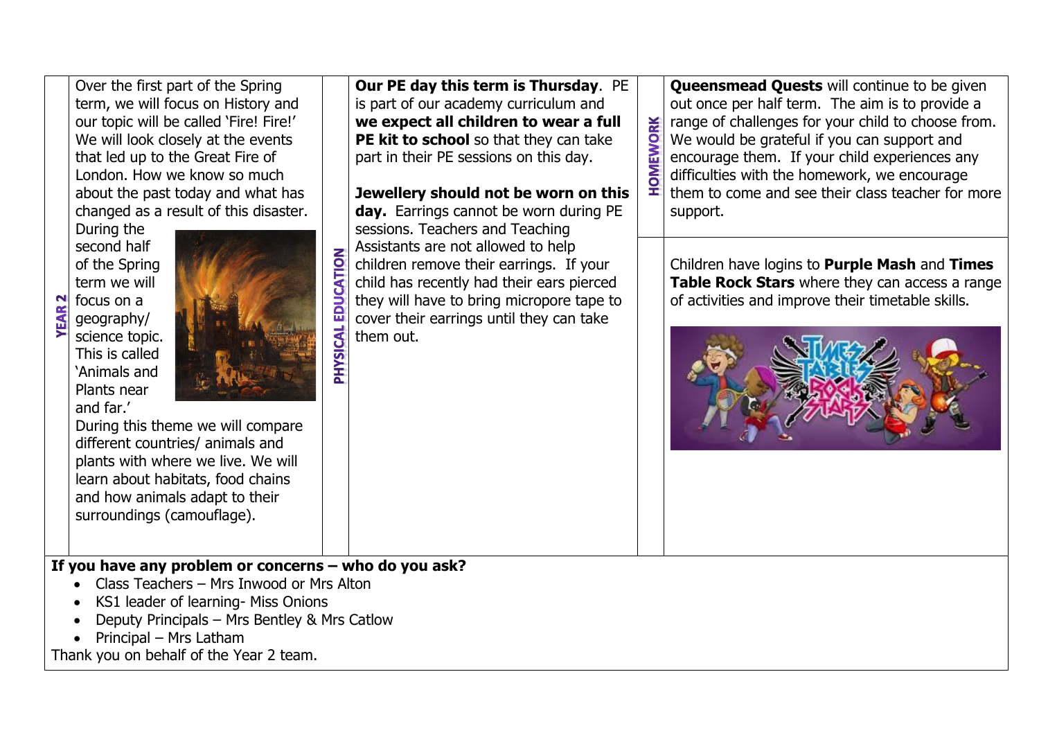**YEAR 2**

Over the first part of the Spring term, we will focus on History and our topic will be called 'Fire! Fire!' We will look closely at the events that led up to the Great Fire of London. How we know so much about the past today and what has changed as a result of this disaster.

During the second half of the Spring term we will focus on a geography/ science topic. This is called 'Animals and Plants near and far.'

During this theme we will compare different countries/ animals and plants with where we live. We will learn about habitats, food chains and how animals adapt to their surroundings (camouflage).

**PHYSICAL EDUCATION**

**Our PE day this term is Thursday**. PE is part of our academy curriculum and **we expect all children to wear a full PE kit to school** so that they can take part in their PE sessions on this day.

**Jewellery should not be worn on this day.** Earrings cannot be worn during PE sessions. Teachers and Teaching Assistants are not allowed to help children remove their earrings. If your child has recently had their ears pierced they will have to bring micropore tape to cover their earrings until they can take them out.

**HOMEWORK**

**Queensmead Quests** will continue to be given out once per half term. The aim is to provide a range of challenges for your child to choose from. We would be grateful if you can support and encourage them. If your child experiences any difficulties with the homework, we encourage them to come and see their class teacher for more support.

Children have logins to **Purple Mash** and **Times Table Rock Stars** where they can access a range of activities and improve their timetable skills.

**If you have any problem or concerns – who do you ask?**

- Class Teachers – Mrs Inwood or Mrs Alton
- KS1 leader of learning- Miss Onions
- Deputy Principals – Mrs Bentley & Mrs Catlow
- Principal – Mrs Latham

Thank you on behalf of the Year 2 team.